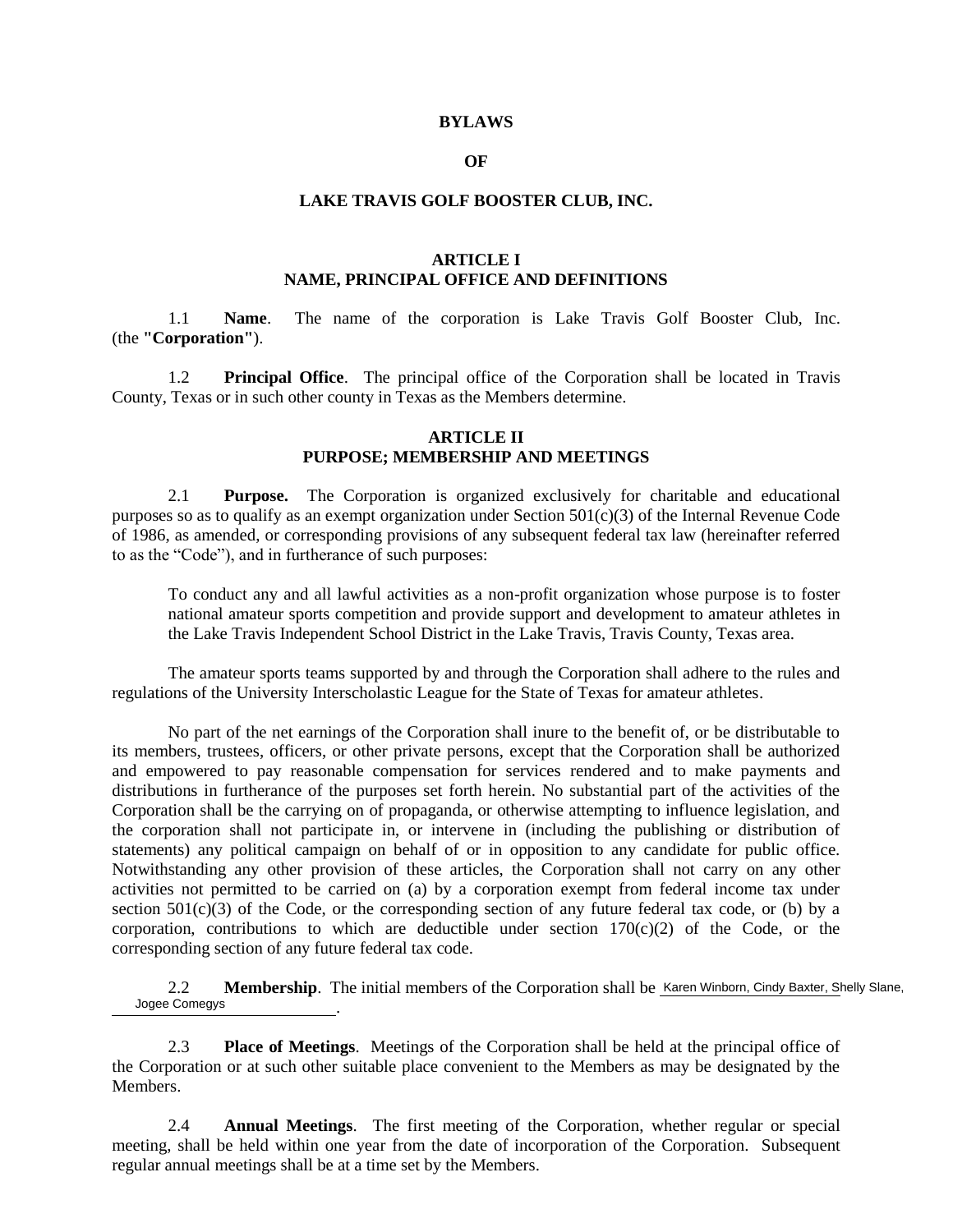# BYLAWS

# OF

# LAKE TRAVIS GOLF BOOSTER CLUB, INC.

## ARTICLE I
## NAME, PRINCIPAL OFFICE AND DEFINITIONS

1.1 **Name**. The name of the corporation is Lake Travis Golf Booster Club, Inc. (the **"Corporation"**).

1.2 **Principal Office**. The principal office of the Corporation shall be located in Travis County, Texas or in such other county in Texas as the Members determine.

## ARTICLE II
## PURPOSE; MEMBERSHIP AND MEETINGS

2.1 **Purpose.** The Corporation is organized exclusively for charitable and educational purposes so as to qualify as an exempt organization under Section 501(c)(3) of the Internal Revenue Code of 1986, as amended, or corresponding provisions of any subsequent federal tax law (hereinafter referred to as the "Code"), and in furtherance of such purposes:

> To conduct any and all lawful activities as a non-profit organization whose purpose is to foster national amateur sports competition and provide support and development to amateur athletes in the Lake Travis Independent School District in the Lake Travis, Travis County, Texas area.

The amateur sports teams supported by and through the Corporation shall adhere to the rules and regulations of the University Interscholastic League for the State of Texas for amateur athletes.

No part of the net earnings of the Corporation shall inure to the benefit of, or be distributable to its members, trustees, officers, or other private persons, except that the Corporation shall be authorized and empowered to pay reasonable compensation for services rendered and to make payments and distributions in furtherance of the purposes set forth herein. No substantial part of the activities of the Corporation shall be the carrying on of propaganda, or otherwise attempting to influence legislation, and the corporation shall not participate in, or intervene in (including the publishing or distribution of statements) any political campaign on behalf of or in opposition to any candidate for public office. Notwithstanding any other provision of these articles, the Corporation shall not carry on any other activities not permitted to be carried on (a) by a corporation exempt from federal income tax under section 501(c)(3) of the Code, or the corresponding section of any future federal tax code, or (b) by a corporation, contributions to which are deductible under section 170(c)(2) of the Code, or the corresponding section of any future federal tax code.

2.2 **Membership**. The initial members of the Corporation shall be Karen Winborn, Cindy Baxter, Shelly Slane, Jogee Comegys.

2.3 **Place of Meetings**. Meetings of the Corporation shall be held at the principal office of the Corporation or at such other suitable place convenient to the Members as may be designated by the Members.

2.4 **Annual Meetings**. The first meeting of the Corporation, whether regular or special meeting, shall be held within one year from the date of incorporation of the Corporation. Subsequent regular annual meetings shall be at a time set by the Members.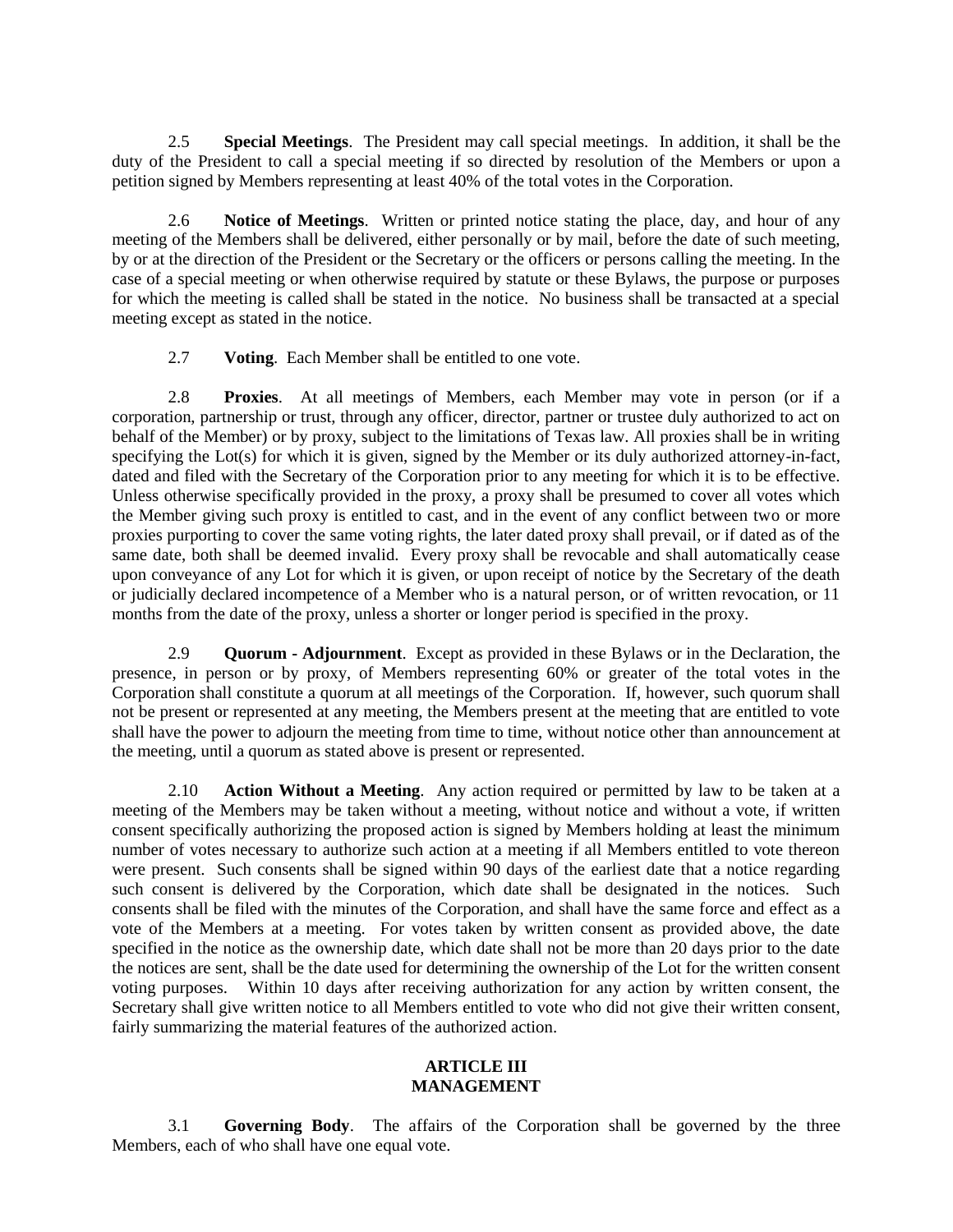2.5 **Special Meetings**. The President may call special meetings. In addition, it shall be the duty of the President to call a special meeting if so directed by resolution of the Members or upon a petition signed by Members representing at least 40% of the total votes in the Corporation.

2.6 **Notice of Meetings**. Written or printed notice stating the place, day, and hour of any meeting of the Members shall be delivered, either personally or by mail, before the date of such meeting, by or at the direction of the President or the Secretary or the officers or persons calling the meeting. In the case of a special meeting or when otherwise required by statute or these Bylaws, the purpose or purposes for which the meeting is called shall be stated in the notice. No business shall be transacted at a special meeting except as stated in the notice.

2.7 **Voting**. Each Member shall be entitled to one vote.

2.8 **Proxies**. At all meetings of Members, each Member may vote in person (or if a corporation, partnership or trust, through any officer, director, partner or trustee duly authorized to act on behalf of the Member) or by proxy, subject to the limitations of Texas law. All proxies shall be in writing specifying the Lot(s) for which it is given, signed by the Member or its duly authorized attorney-in-fact, dated and filed with the Secretary of the Corporation prior to any meeting for which it is to be effective. Unless otherwise specifically provided in the proxy, a proxy shall be presumed to cover all votes which the Member giving such proxy is entitled to cast, and in the event of any conflict between two or more proxies purporting to cover the same voting rights, the later dated proxy shall prevail, or if dated as of the same date, both shall be deemed invalid. Every proxy shall be revocable and shall automatically cease upon conveyance of any Lot for which it is given, or upon receipt of notice by the Secretary of the death or judicially declared incompetence of a Member who is a natural person, or of written revocation, or 11 months from the date of the proxy, unless a shorter or longer period is specified in the proxy.

2.9 **Quorum - Adjournment**. Except as provided in these Bylaws or in the Declaration, the presence, in person or by proxy, of Members representing 60% or greater of the total votes in the Corporation shall constitute a quorum at all meetings of the Corporation. If, however, such quorum shall not be present or represented at any meeting, the Members present at the meeting that are entitled to vote shall have the power to adjourn the meeting from time to time, without notice other than announcement at the meeting, until a quorum as stated above is present or represented.

2.10 **Action Without a Meeting**. Any action required or permitted by law to be taken at a meeting of the Members may be taken without a meeting, without notice and without a vote, if written consent specifically authorizing the proposed action is signed by Members holding at least the minimum number of votes necessary to authorize such action at a meeting if all Members entitled to vote thereon were present. Such consents shall be signed within 90 days of the earliest date that a notice regarding such consent is delivered by the Corporation, which date shall be designated in the notices. Such consents shall be filed with the minutes of the Corporation, and shall have the same force and effect as a vote of the Members at a meeting. For votes taken by written consent as provided above, the date specified in the notice as the ownership date, which date shall not be more than 20 days prior to the date the notices are sent, shall be the date used for determining the ownership of the Lot for the written consent voting purposes. Within 10 days after receiving authorization for any action by written consent, the Secretary shall give written notice to all Members entitled to vote who did not give their written consent, fairly summarizing the material features of the authorized action.

## ARTICLE III
## MANAGEMENT

3.1 **Governing Body**. The affairs of the Corporation shall be governed by the three Members, each of who shall have one equal vote.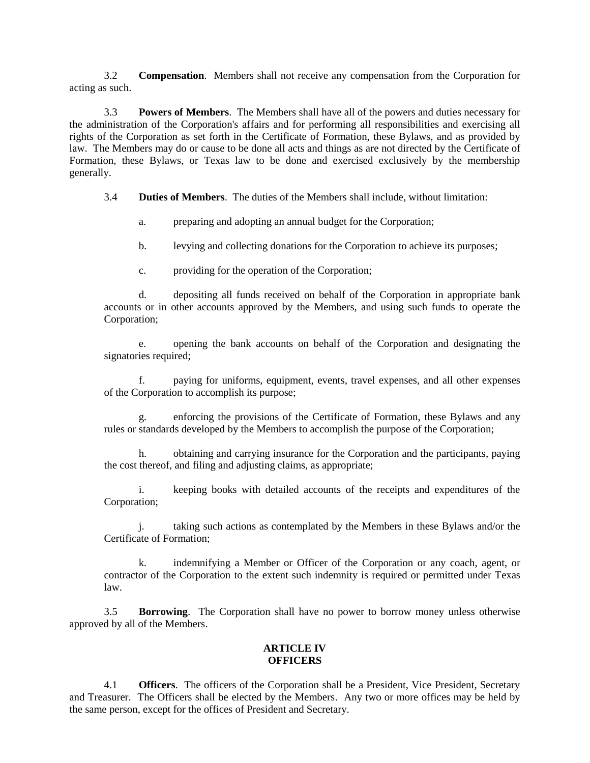3.2 **Compensation**. Members shall not receive any compensation from the Corporation for acting as such.

3.3 **Powers of Members**. The Members shall have all of the powers and duties necessary for the administration of the Corporation's affairs and for performing all responsibilities and exercising all rights of the Corporation as set forth in the Certificate of Formation, these Bylaws, and as provided by law. The Members may do or cause to be done all acts and things as are not directed by the Certificate of Formation, these Bylaws, or Texas law to be done and exercised exclusively by the membership generally.

3.4 **Duties of Members**. The duties of the Members shall include, without limitation:

a. preparing and adopting an annual budget for the Corporation;

b. levying and collecting donations for the Corporation to achieve its purposes;

c. providing for the operation of the Corporation;

d. depositing all funds received on behalf of the Corporation in appropriate bank accounts or in other accounts approved by the Members, and using such funds to operate the Corporation;

e. opening the bank accounts on behalf of the Corporation and designating the signatories required;

f. paying for uniforms, equipment, events, travel expenses, and all other expenses of the Corporation to accomplish its purpose;

g. enforcing the provisions of the Certificate of Formation, these Bylaws and any rules or standards developed by the Members to accomplish the purpose of the Corporation;

h. obtaining and carrying insurance for the Corporation and the participants, paying the cost thereof, and filing and adjusting claims, as appropriate;

i. keeping books with detailed accounts of the receipts and expenditures of the Corporation;

j. taking such actions as contemplated by the Members in these Bylaws and/or the Certificate of Formation;

k. indemnifying a Member or Officer of the Corporation or any coach, agent, or contractor of the Corporation to the extent such indemnity is required or permitted under Texas law.

3.5 **Borrowing**. The Corporation shall have no power to borrow money unless otherwise approved by all of the Members.

## ARTICLE IV
## OFFICERS

4.1 **Officers**. The officers of the Corporation shall be a President, Vice President, Secretary and Treasurer. The Officers shall be elected by the Members. Any two or more offices may be held by the same person, except for the offices of President and Secretary.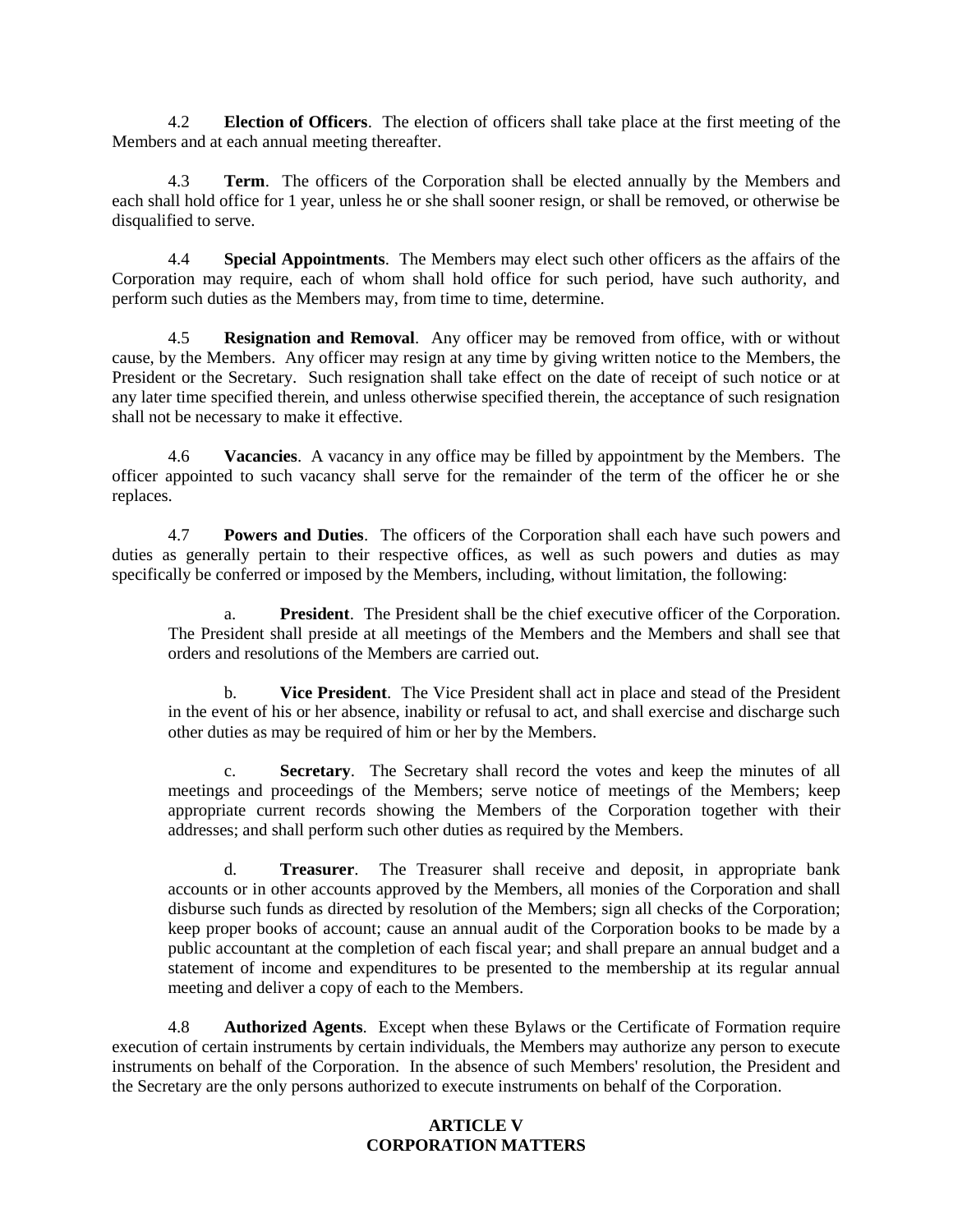4.2 **Election of Officers**. The election of officers shall take place at the first meeting of the Members and at each annual meeting thereafter.

4.3 **Term**. The officers of the Corporation shall be elected annually by the Members and each shall hold office for 1 year, unless he or she shall sooner resign, or shall be removed, or otherwise be disqualified to serve.

4.4 **Special Appointments**. The Members may elect such other officers as the affairs of the Corporation may require, each of whom shall hold office for such period, have such authority, and perform such duties as the Members may, from time to time, determine.

4.5 **Resignation and Removal**. Any officer may be removed from office, with or without cause, by the Members. Any officer may resign at any time by giving written notice to the Members, the President or the Secretary. Such resignation shall take effect on the date of receipt of such notice or at any later time specified therein, and unless otherwise specified therein, the acceptance of such resignation shall not be necessary to make it effective.

4.6 **Vacancies**. A vacancy in any office may be filled by appointment by the Members. The officer appointed to such vacancy shall serve for the remainder of the term of the officer he or she replaces.

4.7 **Powers and Duties**. The officers of the Corporation shall each have such powers and duties as generally pertain to their respective offices, as well as such powers and duties as may specifically be conferred or imposed by the Members, including, without limitation, the following:

a. **President**. The President shall be the chief executive officer of the Corporation. The President shall preside at all meetings of the Members and the Members and shall see that orders and resolutions of the Members are carried out.

b. **Vice President**. The Vice President shall act in place and stead of the President in the event of his or her absence, inability or refusal to act, and shall exercise and discharge such other duties as may be required of him or her by the Members.

c. **Secretary**. The Secretary shall record the votes and keep the minutes of all meetings and proceedings of the Members; serve notice of meetings of the Members; keep appropriate current records showing the Members of the Corporation together with their addresses; and shall perform such other duties as required by the Members.

d. **Treasurer**. The Treasurer shall receive and deposit, in appropriate bank accounts or in other accounts approved by the Members, all monies of the Corporation and shall disburse such funds as directed by resolution of the Members; sign all checks of the Corporation; keep proper books of account; cause an annual audit of the Corporation books to be made by a public accountant at the completion of each fiscal year; and shall prepare an annual budget and a statement of income and expenditures to be presented to the membership at its regular annual meeting and deliver a copy of each to the Members.

4.8 **Authorized Agents**. Except when these Bylaws or the Certificate of Formation require execution of certain instruments by certain individuals, the Members may authorize any person to execute instruments on behalf of the Corporation. In the absence of such Members' resolution, the President and the Secretary are the only persons authorized to execute instruments on behalf of the Corporation.

## ARTICLE V
## CORPORATION MATTERS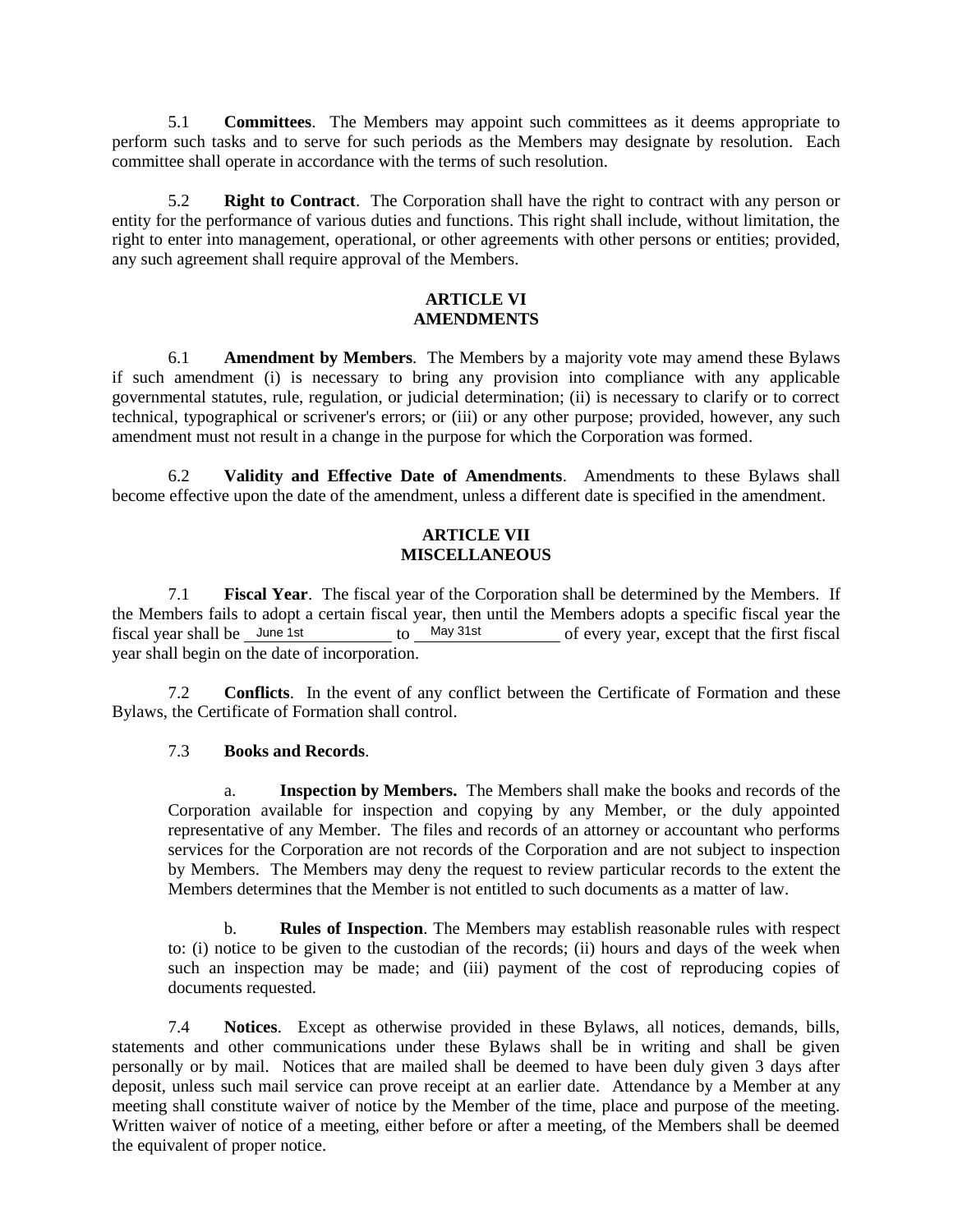5.1 **Committees**. The Members may appoint such committees as it deems appropriate to perform such tasks and to serve for such periods as the Members may designate by resolution. Each committee shall operate in accordance with the terms of such resolution.

5.2 **Right to Contract**. The Corporation shall have the right to contract with any person or entity for the performance of various duties and functions. This right shall include, without limitation, the right to enter into management, operational, or other agreements with other persons or entities; provided, any such agreement shall require approval of the Members.

## ARTICLE VI
## AMENDMENTS

6.1 **Amendment by Members**. The Members by a majority vote may amend these Bylaws if such amendment (i) is necessary to bring any provision into compliance with any applicable governmental statutes, rule, regulation, or judicial determination; (ii) is necessary to clarify or to correct technical, typographical or scrivener's errors; or (iii) or any other purpose; provided, however, any such amendment must not result in a change in the purpose for which the Corporation was formed.

6.2 **Validity and Effective Date of Amendments**. Amendments to these Bylaws shall become effective upon the date of the amendment, unless a different date is specified in the amendment.

## ARTICLE VII
## MISCELLANEOUS

7.1 **Fiscal Year**. The fiscal year of the Corporation shall be determined by the Members. If the Members fails to adopt a certain fiscal year, then until the Members adopts a specific fiscal year the fiscal year shall be June 1st to May 31st of every year, except that the first fiscal year shall begin on the date of incorporation.

7.2 **Conflicts**. In the event of any conflict between the Certificate of Formation and these Bylaws, the Certificate of Formation shall control.

7.3 **Books and Records**.

a. **Inspection by Members.** The Members shall make the books and records of the Corporation available for inspection and copying by any Member, or the duly appointed representative of any Member. The files and records of an attorney or accountant who performs services for the Corporation are not records of the Corporation and are not subject to inspection by Members. The Members may deny the request to review particular records to the extent the Members determines that the Member is not entitled to such documents as a matter of law.

b. **Rules of Inspection**. The Members may establish reasonable rules with respect to: (i) notice to be given to the custodian of the records; (ii) hours and days of the week when such an inspection may be made; and (iii) payment of the cost of reproducing copies of documents requested.

7.4 **Notices**. Except as otherwise provided in these Bylaws, all notices, demands, bills, statements and other communications under these Bylaws shall be in writing and shall be given personally or by mail. Notices that are mailed shall be deemed to have been duly given 3 days after deposit, unless such mail service can prove receipt at an earlier date. Attendance by a Member at any meeting shall constitute waiver of notice by the Member of the time, place and purpose of the meeting. Written waiver of notice of a meeting, either before or after a meeting, of the Members shall be deemed the equivalent of proper notice.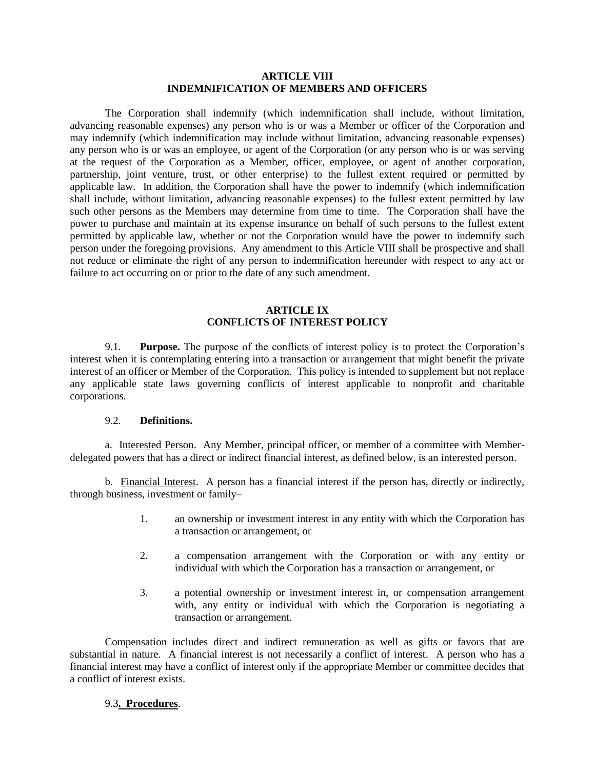## ARTICLE VIII
## INDEMNIFICATION OF MEMBERS AND OFFICERS

The Corporation shall indemnify (which indemnification shall include, without limitation, advancing reasonable expenses) any person who is or was a Member or officer of the Corporation and may indemnify (which indemnification may include without limitation, advancing reasonable expenses) any person who is or was an employee, or agent of the Corporation (or any person who is or was serving at the request of the Corporation as a Member, officer, employee, or agent of another corporation, partnership, joint venture, trust, or other enterprise) to the fullest extent required or permitted by applicable law. In addition, the Corporation shall have the power to indemnify (which indemnification shall include, without limitation, advancing reasonable expenses) to the fullest extent permitted by law such other persons as the Members may determine from time to time. The Corporation shall have the power to purchase and maintain at its expense insurance on behalf of such persons to the fullest extent permitted by applicable law, whether or not the Corporation would have the power to indemnify such person under the foregoing provisions. Any amendment to this Article VIII shall be prospective and shall not reduce or eliminate the right of any person to indemnification hereunder with respect to any act or failure to act occurring on or prior to the date of any such amendment.

## ARTICLE IX
## CONFLICTS OF INTEREST POLICY

9.1. **Purpose.** The purpose of the conflicts of interest policy is to protect the Corporation's interest when it is contemplating entering into a transaction or arrangement that might benefit the private interest of an officer or Member of the Corporation. This policy is intended to supplement but not replace any applicable state laws governing conflicts of interest applicable to nonprofit and charitable corporations.

9.2. **Definitions.**

a. Interested Person. Any Member, principal officer, or member of a committee with Member-delegated powers that has a direct or indirect financial interest, as defined below, is an interested person.

b. Financial Interest. A person has a financial interest if the person has, directly or indirectly, through business, investment or family–

1. an ownership or investment interest in any entity with which the Corporation has a transaction or arrangement, or
2. a compensation arrangement with the Corporation or with any entity or individual with which the Corporation has a transaction or arrangement, or
3. a potential ownership or investment interest in, or compensation arrangement with, any entity or individual with which the Corporation is negotiating a transaction or arrangement.

Compensation includes direct and indirect remuneration as well as gifts or favors that are substantial in nature. A financial interest is not necessarily a conflict of interest. A person who has a financial interest may have a conflict of interest only if the appropriate Member or committee decides that a conflict of interest exists.

9.3**. Procedures**.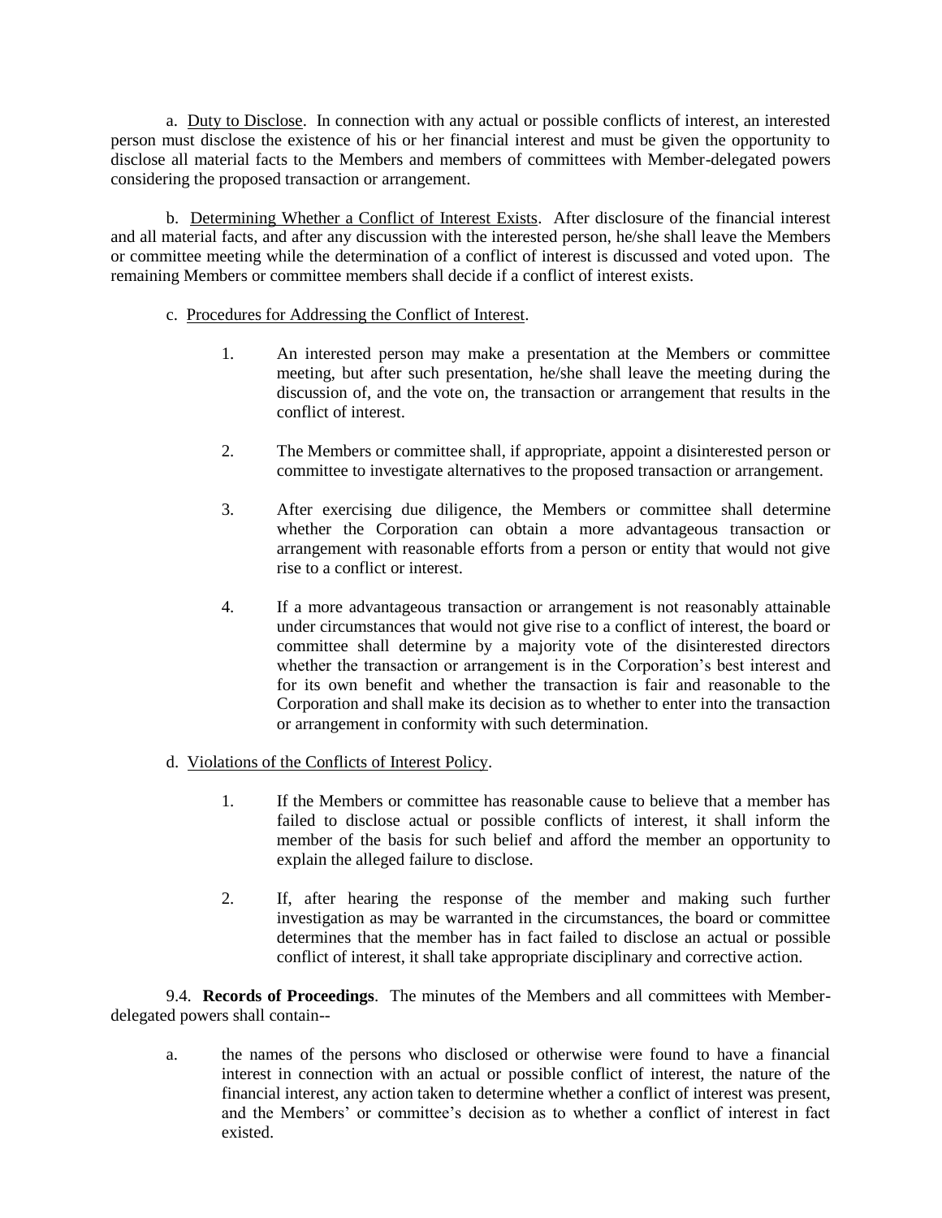a. Duty to Disclose. In connection with any actual or possible conflicts of interest, an interested person must disclose the existence of his or her financial interest and must be given the opportunity to disclose all material facts to the Members and members of committees with Member-delegated powers considering the proposed transaction or arrangement.

b. Determining Whether a Conflict of Interest Exists. After disclosure of the financial interest and all material facts, and after any discussion with the interested person, he/she shall leave the Members or committee meeting while the determination of a conflict of interest is discussed and voted upon. The remaining Members or committee members shall decide if a conflict of interest exists.

c. Procedures for Addressing the Conflict of Interest.

1. An interested person may make a presentation at the Members or committee meeting, but after such presentation, he/she shall leave the meeting during the discussion of, and the vote on, the transaction or arrangement that results in the conflict of interest.

2. The Members or committee shall, if appropriate, appoint a disinterested person or committee to investigate alternatives to the proposed transaction or arrangement.

3. After exercising due diligence, the Members or committee shall determine whether the Corporation can obtain a more advantageous transaction or arrangement with reasonable efforts from a person or entity that would not give rise to a conflict or interest.

4. If a more advantageous transaction or arrangement is not reasonably attainable under circumstances that would not give rise to a conflict of interest, the board or committee shall determine by a majority vote of the disinterested directors whether the transaction or arrangement is in the Corporation's best interest and for its own benefit and whether the transaction is fair and reasonable to the Corporation and shall make its decision as to whether to enter into the transaction or arrangement in conformity with such determination.

d. Violations of the Conflicts of Interest Policy.

1. If the Members or committee has reasonable cause to believe that a member has failed to disclose actual or possible conflicts of interest, it shall inform the member of the basis for such belief and afford the member an opportunity to explain the alleged failure to disclose.

2. If, after hearing the response of the member and making such further investigation as may be warranted in the circumstances, the board or committee determines that the member has in fact failed to disclose an actual or possible conflict of interest, it shall take appropriate disciplinary and corrective action.

9.4. **Records of Proceedings**. The minutes of the Members and all committees with Member-delegated powers shall contain--

a. the names of the persons who disclosed or otherwise were found to have a financial interest in connection with an actual or possible conflict of interest, the nature of the financial interest, any action taken to determine whether a conflict of interest was present, and the Members' or committee's decision as to whether a conflict of interest in fact existed.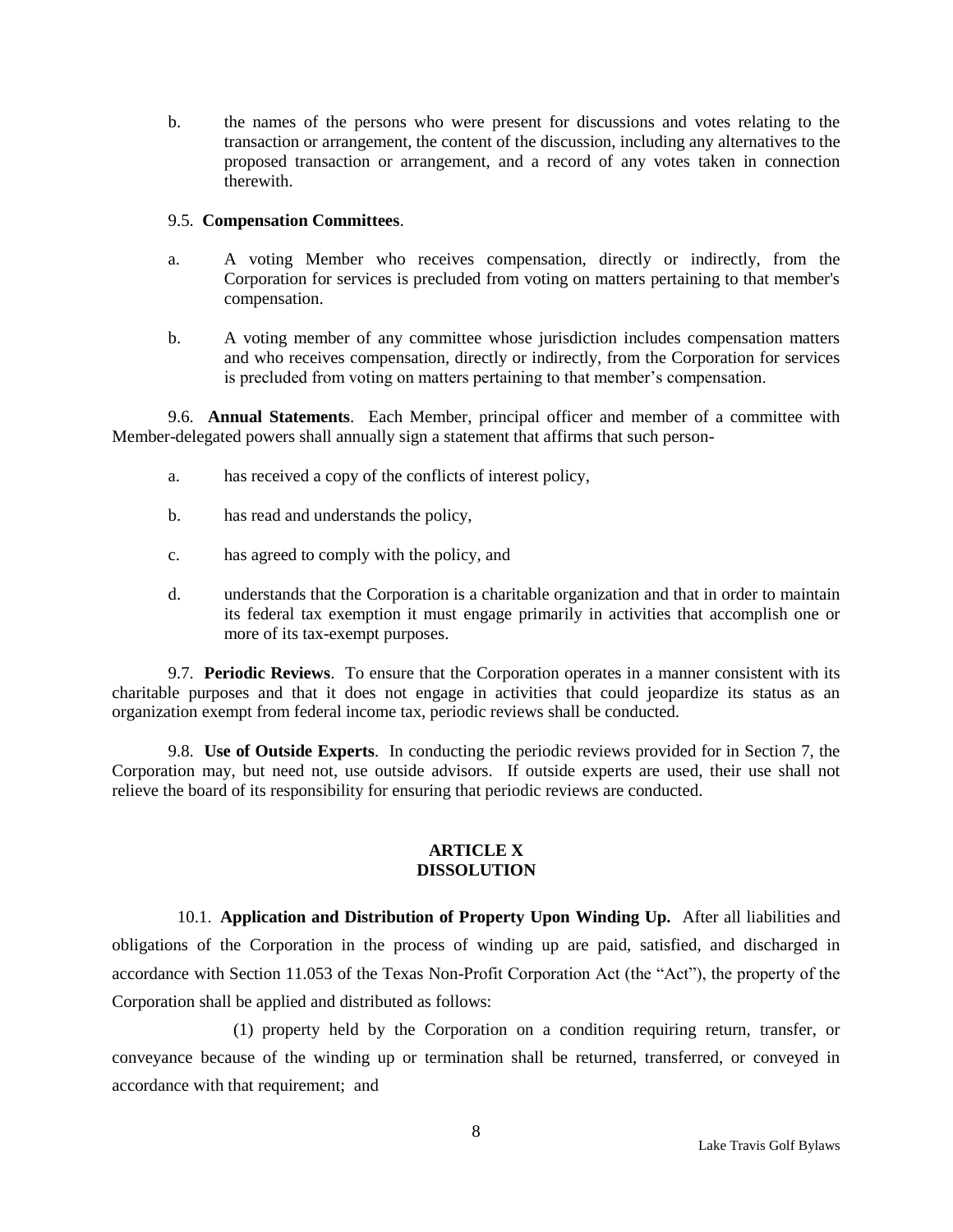b. the names of the persons who were present for discussions and votes relating to the transaction or arrangement, the content of the discussion, including any alternatives to the proposed transaction or arrangement, and a record of any votes taken in connection therewith.

9.5. **Compensation Committees**.

a. A voting Member who receives compensation, directly or indirectly, from the Corporation for services is precluded from voting on matters pertaining to that member's compensation.

b. A voting member of any committee whose jurisdiction includes compensation matters and who receives compensation, directly or indirectly, from the Corporation for services is precluded from voting on matters pertaining to that member's compensation.

9.6. **Annual Statements**. Each Member, principal officer and member of a committee with Member-delegated powers shall annually sign a statement that affirms that such person-

a. has received a copy of the conflicts of interest policy,

b. has read and understands the policy,

c. has agreed to comply with the policy, and

d. understands that the Corporation is a charitable organization and that in order to maintain its federal tax exemption it must engage primarily in activities that accomplish one or more of its tax-exempt purposes.

9.7. **Periodic Reviews**. To ensure that the Corporation operates in a manner consistent with its charitable purposes and that it does not engage in activities that could jeopardize its status as an organization exempt from federal income tax, periodic reviews shall be conducted.

9.8. **Use of Outside Experts**. In conducting the periodic reviews provided for in Section 7, the Corporation may, but need not, use outside advisors. If outside experts are used, their use shall not relieve the board of its responsibility for ensuring that periodic reviews are conducted.

## ARTICLE X
## DISSOLUTION

10.1. **Application and Distribution of Property Upon Winding Up.** After all liabilities and obligations of the Corporation in the process of winding up are paid, satisfied, and discharged in accordance with Section 11.053 of the Texas Non-Profit Corporation Act (the "Act"), the property of the Corporation shall be applied and distributed as follows:

(1) property held by the Corporation on a condition requiring return, transfer, or conveyance because of the winding up or termination shall be returned, transferred, or conveyed in accordance with that requirement; and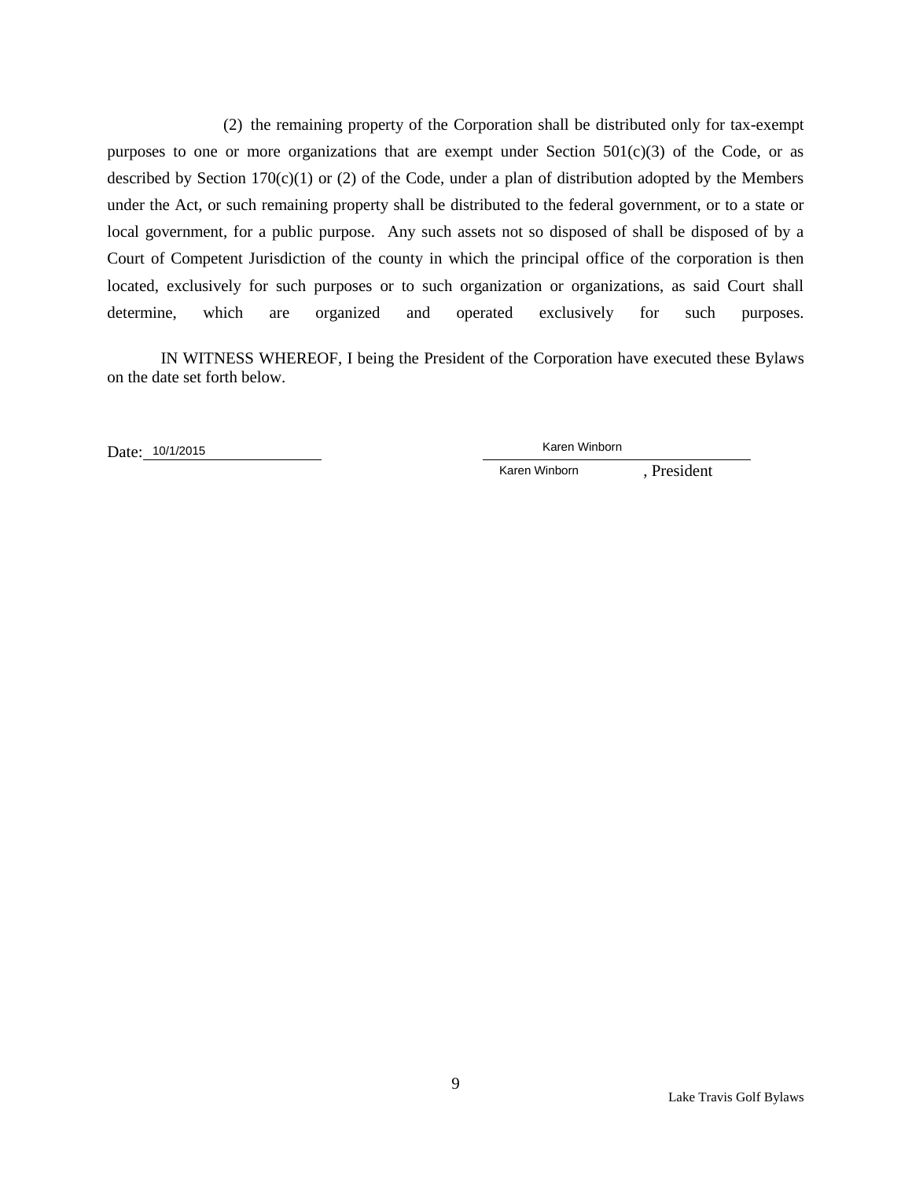(2) the remaining property of the Corporation shall be distributed only for tax-exempt purposes to one or more organizations that are exempt under Section 501(c)(3) of the Code, or as described by Section 170(c)(1) or (2) of the Code, under a plan of distribution adopted by the Members under the Act, or such remaining property shall be distributed to the federal government, or to a state or local government, for a public purpose. Any such assets not so disposed of shall be disposed of by a Court of Competent Jurisdiction of the county in which the principal office of the corporation is then located, exclusively for such purposes or to such organization or organizations, as said Court shall determine, which are organized and operated exclusively for such purposes.

IN WITNESS WHEREOF, I being the President of the Corporation have executed these Bylaws on the date set forth below.

Date: 10/1/2015

Karen Winborn

Karen Winborn, President